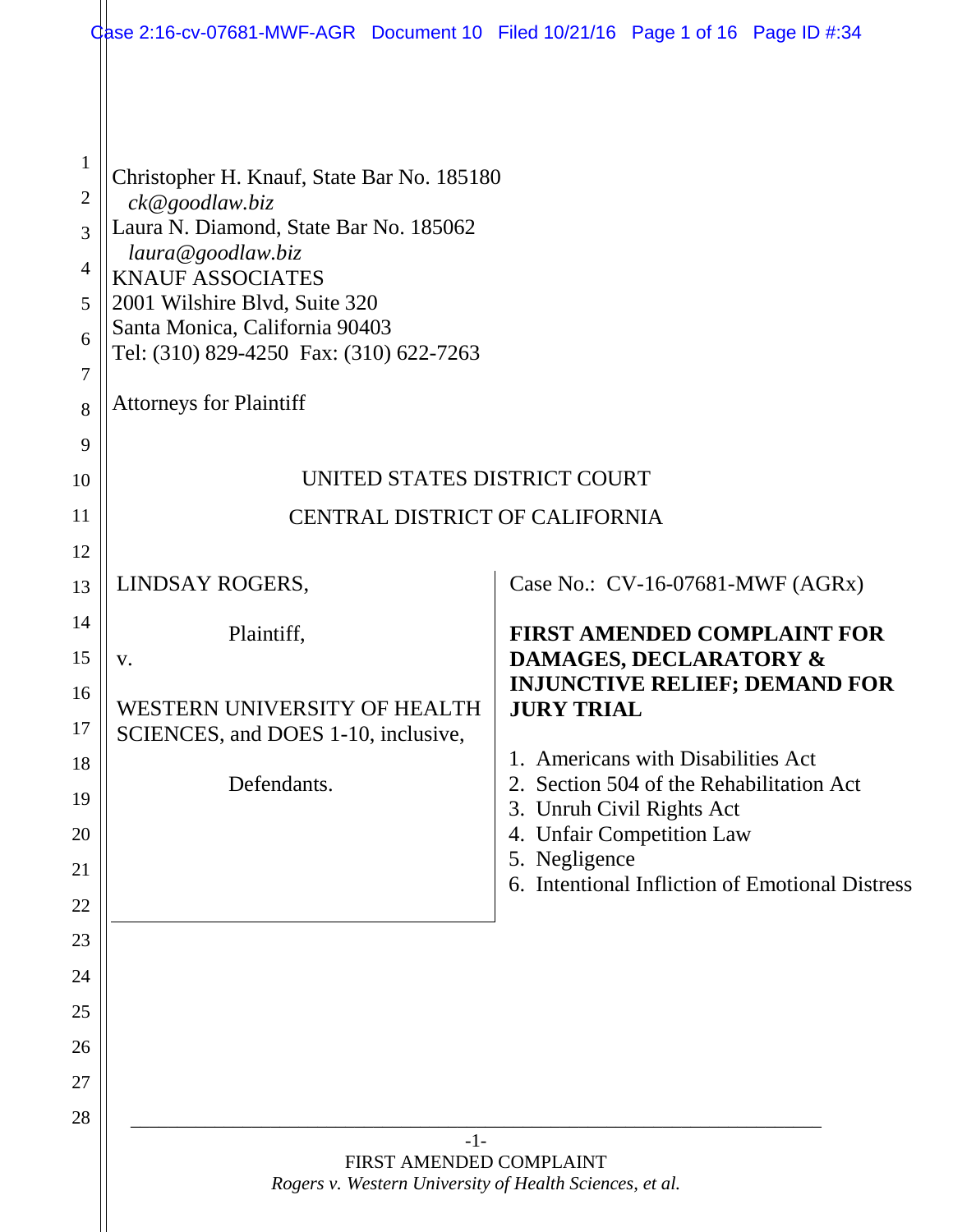Christopher H. Knauf, State Bar No. 185180
*ck@goodlaw.biz*
Laura N. Diamond, State Bar No. 185062
*laura@goodlaw.biz*
KNAUF ASSOCIATES
2001 Wilshire Blvd, Suite 320
Santa Monica, California 90403
Tel: (310) 829-4250 Fax: (310) 622-7263

Attorneys for Plaintiff

UNITED STATES DISTRICT COURT

CENTRAL DISTRICT OF CALIFORNIA

LINDSAY ROGERS,

Plaintiff,

v.

WESTERN UNIVERSITY OF HEALTH SCIENCES, and DOES 1-10, inclusive,

Defendants.

Case No.: CV-16-07681-MWF (AGRx)

**FIRST AMENDED COMPLAINT FOR DAMAGES, DECLARATORY & INJUNCTIVE RELIEF; DEMAND FOR JURY TRIAL**

1. Americans with Disabilities Act
2. Section 504 of the Rehabilitation Act
3. Unruh Civil Rights Act
4. Unfair Competition Law
5. Negligence
6. Intentional Infliction of Emotional Distress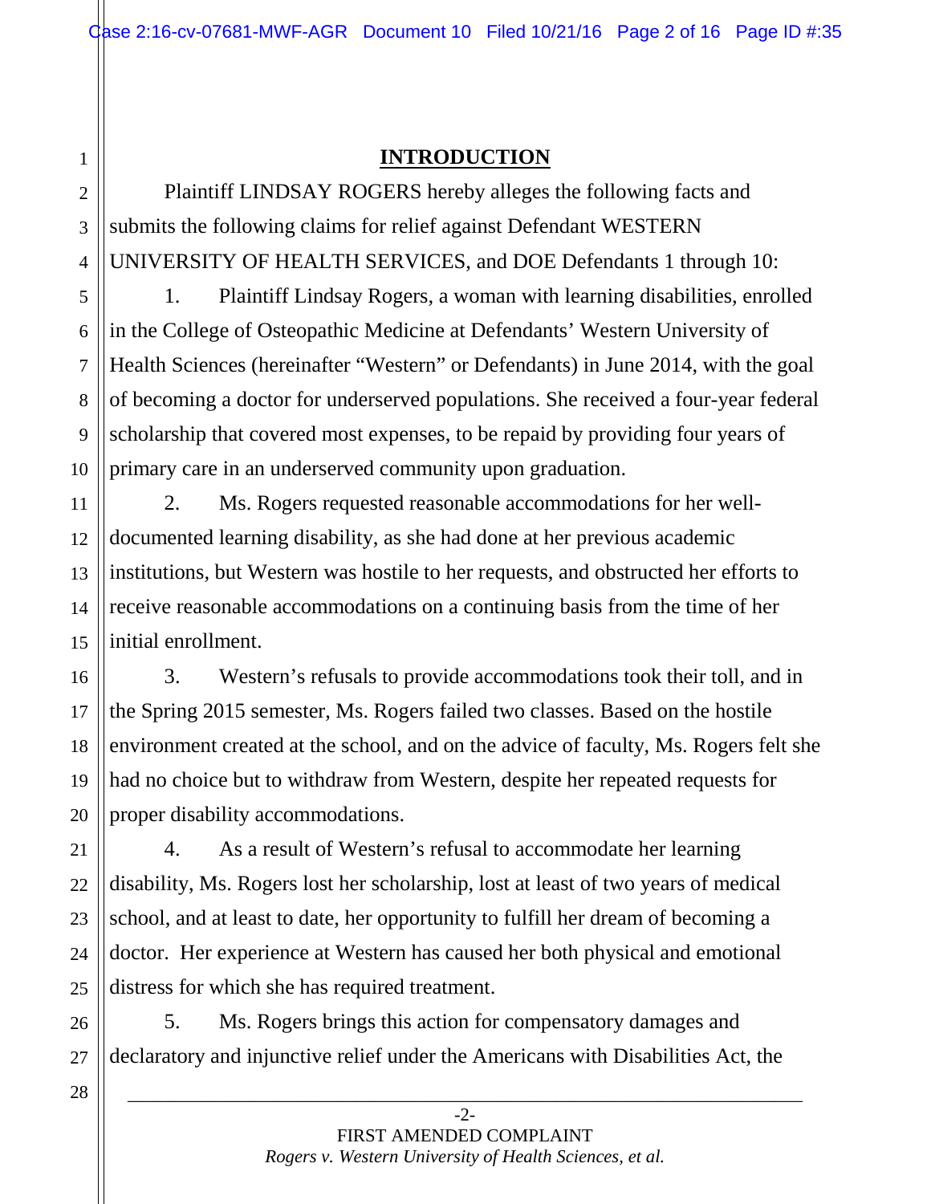## INTRODUCTION

Plaintiff LINDSAY ROGERS hereby alleges the following facts and submits the following claims for relief against Defendant WESTERN UNIVERSITY OF HEALTH SERVICES, and DOE Defendants 1 through 10:

1. Plaintiff Lindsay Rogers, a woman with learning disabilities, enrolled in the College of Osteopathic Medicine at Defendants' Western University of Health Sciences (hereinafter "Western" or Defendants) in June 2014, with the goal of becoming a doctor for underserved populations. She received a four-year federal scholarship that covered most expenses, to be repaid by providing four years of primary care in an underserved community upon graduation.

2. Ms. Rogers requested reasonable accommodations for her well-documented learning disability, as she had done at her previous academic institutions, but Western was hostile to her requests, and obstructed her efforts to receive reasonable accommodations on a continuing basis from the time of her initial enrollment.

3. Western's refusals to provide accommodations took their toll, and in the Spring 2015 semester, Ms. Rogers failed two classes. Based on the hostile environment created at the school, and on the advice of faculty, Ms. Rogers felt she had no choice but to withdraw from Western, despite her repeated requests for proper disability accommodations.

4. As a result of Western's refusal to accommodate her learning disability, Ms. Rogers lost her scholarship, lost at least of two years of medical school, and at least to date, her opportunity to fulfill her dream of becoming a doctor. Her experience at Western has caused her both physical and emotional distress for which she has required treatment.

5. Ms. Rogers brings this action for compensatory damages and declaratory and injunctive relief under the Americans with Disabilities Act, the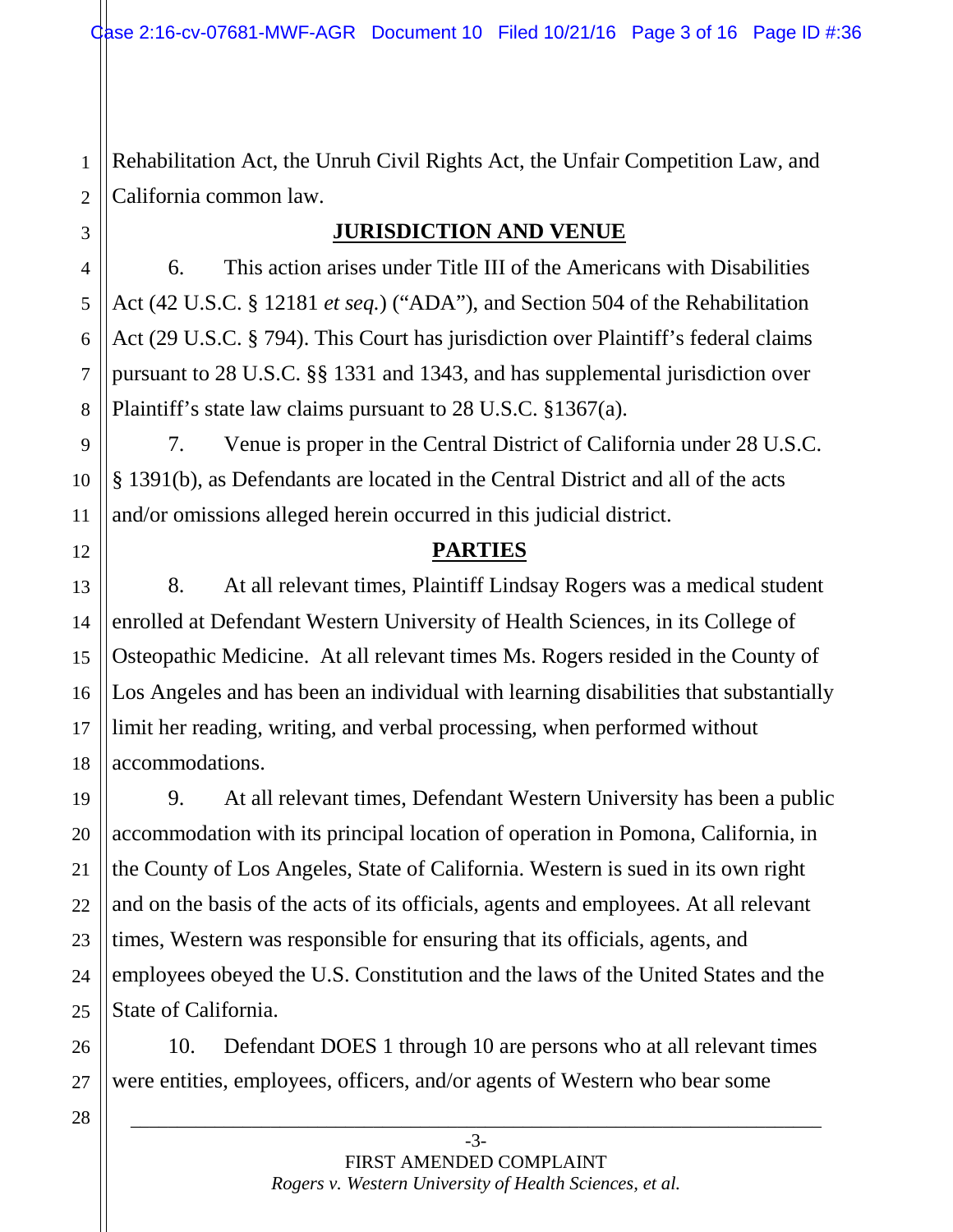Rehabilitation Act, the Unruh Civil Rights Act, the Unfair Competition Law, and California common law.

## JURISDICTION AND VENUE

6. This action arises under Title III of the Americans with Disabilities Act (42 U.S.C. § 12181 *et seq.*) ("ADA"), and Section 504 of the Rehabilitation Act (29 U.S.C. § 794). This Court has jurisdiction over Plaintiff's federal claims pursuant to 28 U.S.C. §§ 1331 and 1343, and has supplemental jurisdiction over Plaintiff's state law claims pursuant to 28 U.S.C. §1367(a).

7. Venue is proper in the Central District of California under 28 U.S.C. § 1391(b), as Defendants are located in the Central District and all of the acts and/or omissions alleged herein occurred in this judicial district.

## PARTIES

8. At all relevant times, Plaintiff Lindsay Rogers was a medical student enrolled at Defendant Western University of Health Sciences, in its College of Osteopathic Medicine. At all relevant times Ms. Rogers resided in the County of Los Angeles and has been an individual with learning disabilities that substantially limit her reading, writing, and verbal processing, when performed without accommodations.

9. At all relevant times, Defendant Western University has been a public accommodation with its principal location of operation in Pomona, California, in the County of Los Angeles, State of California. Western is sued in its own right and on the basis of the acts of its officials, agents and employees. At all relevant times, Western was responsible for ensuring that its officials, agents, and employees obeyed the U.S. Constitution and the laws of the United States and the State of California.

10. Defendant DOES 1 through 10 are persons who at all relevant times were entities, employees, officers, and/or agents of Western who bear some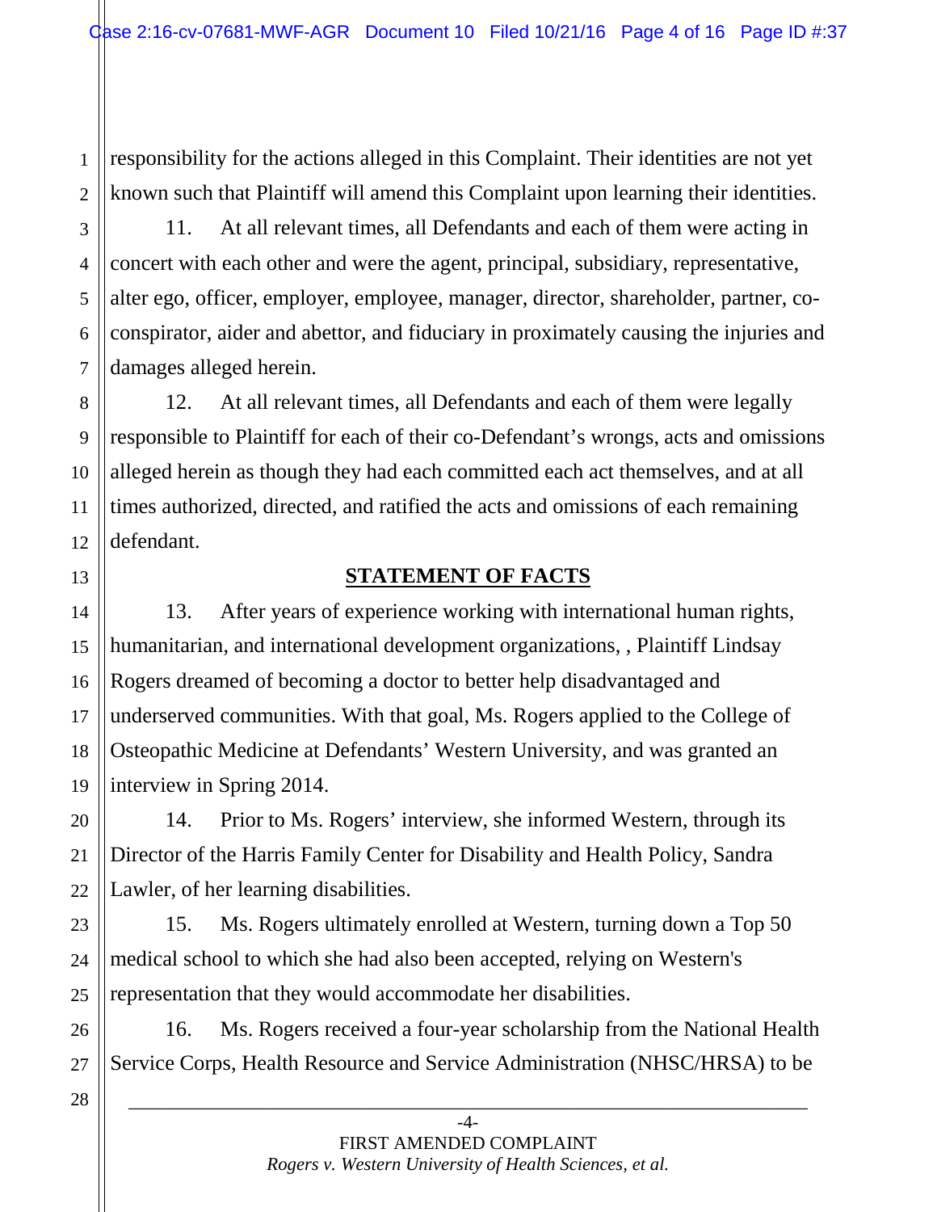responsibility for the actions alleged in this Complaint. Their identities are not yet known such that Plaintiff will amend this Complaint upon learning their identities.

11. At all relevant times, all Defendants and each of them were acting in concert with each other and were the agent, principal, subsidiary, representative, alter ego, officer, employer, employee, manager, director, shareholder, partner, co-conspirator, aider and abettor, and fiduciary in proximately causing the injuries and damages alleged herein.

12. At all relevant times, all Defendants and each of them were legally responsible to Plaintiff for each of their co-Defendant's wrongs, acts and omissions alleged herein as though they had each committed each act themselves, and at all times authorized, directed, and ratified the acts and omissions of each remaining defendant.

## STATEMENT OF FACTS

13. After years of experience working with international human rights, humanitarian, and international development organizations, , Plaintiff Lindsay Rogers dreamed of becoming a doctor to better help disadvantaged and underserved communities. With that goal, Ms. Rogers applied to the College of Osteopathic Medicine at Defendants' Western University, and was granted an interview in Spring 2014.

14. Prior to Ms. Rogers' interview, she informed Western, through its Director of the Harris Family Center for Disability and Health Policy, Sandra Lawler, of her learning disabilities.

15. Ms. Rogers ultimately enrolled at Western, turning down a Top 50 medical school to which she had also been accepted, relying on Western's representation that they would accommodate her disabilities.

16. Ms. Rogers received a four-year scholarship from the National Health Service Corps, Health Resource and Service Administration (NHSC/HRSA) to be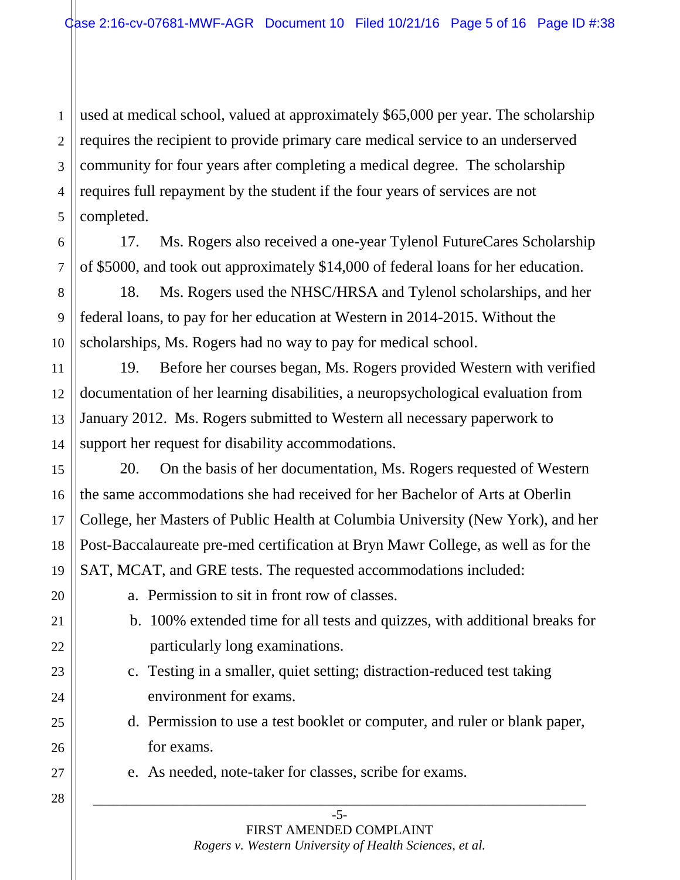used at medical school, valued at approximately $65,000 per year. The scholarship requires the recipient to provide primary care medical service to an underserved community for four years after completing a medical degree.  The scholarship requires full repayment by the student if the four years of services are not completed.

17. Ms. Rogers also received a one-year Tylenol FutureCares Scholarship of $5000, and took out approximately $14,000 of federal loans for her education.

18. Ms. Rogers used the NHSC/HRSA and Tylenol scholarships, and her federal loans, to pay for her education at Western in 2014-2015. Without the scholarships, Ms. Rogers had no way to pay for medical school.

19. Before her courses began, Ms. Rogers provided Western with verified documentation of her learning disabilities, a neuropsychological evaluation from January 2012.  Ms. Rogers submitted to Western all necessary paperwork to support her request for disability accommodations.

20. On the basis of her documentation, Ms. Rogers requested of Western the same accommodations she had received for her Bachelor of Arts at Oberlin College, her Masters of Public Health at Columbia University (New York), and her Post-Baccalaureate pre-med certification at Bryn Mawr College, as well as for the SAT, MCAT, and GRE tests. The requested accommodations included:

a. Permission to sit in front row of classes.
b. 100% extended time for all tests and quizzes, with additional breaks for particularly long examinations.
c. Testing in a smaller, quiet setting; distraction-reduced test taking environment for exams.
d. Permission to use a test booklet or computer, and ruler or blank paper, for exams.
e. As needed, note-taker for classes, scribe for exams.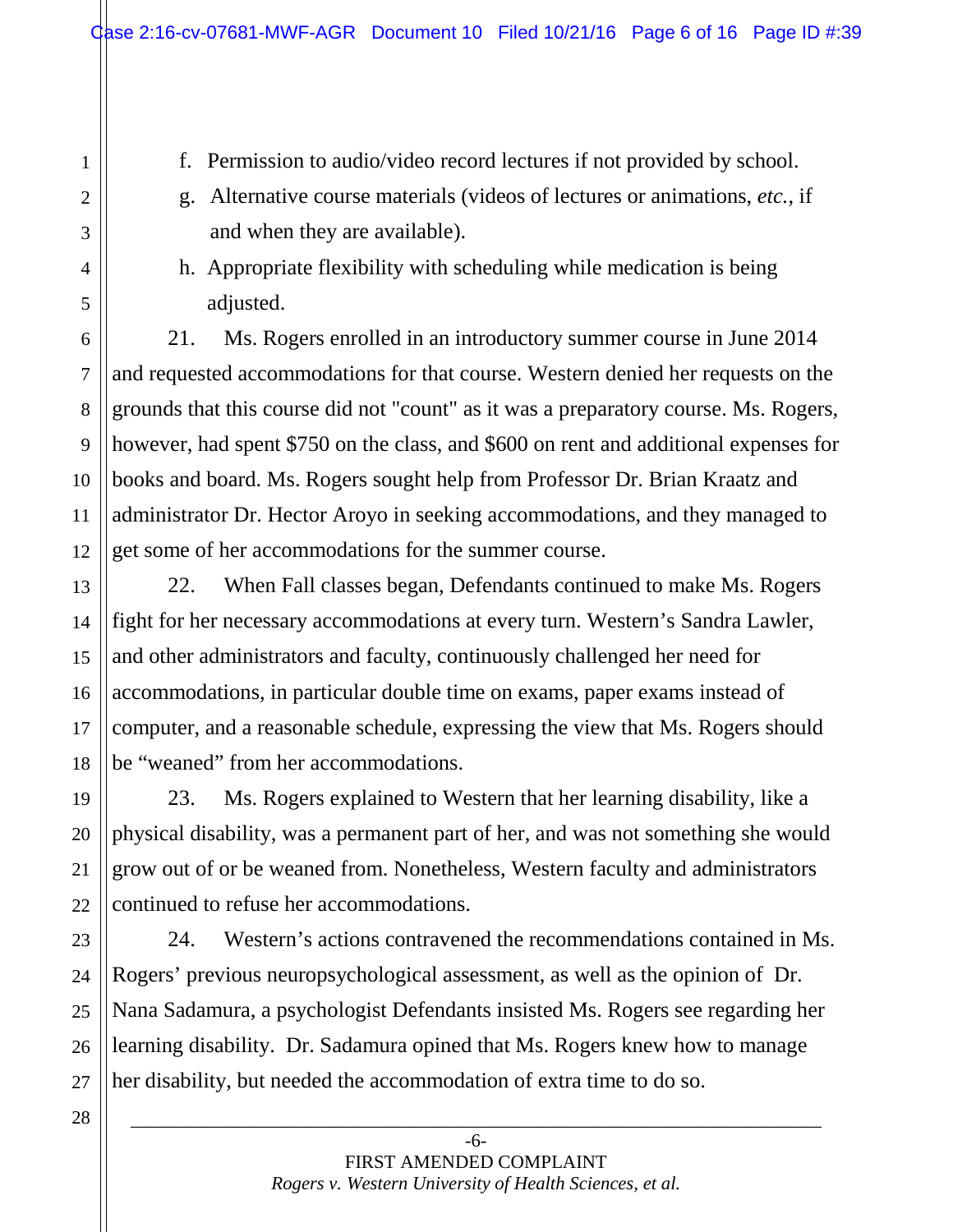f. Permission to audio/video record lectures if not provided by school.

g. Alternative course materials (videos of lectures or animations, *etc.*, if and when they are available).

h. Appropriate flexibility with scheduling while medication is being adjusted.

21. Ms. Rogers enrolled in an introductory summer course in June 2014 and requested accommodations for that course. Western denied her requests on the grounds that this course did not "count" as it was a preparatory course. Ms. Rogers, however, had spent $750 on the class, and $600 on rent and additional expenses for books and board. Ms. Rogers sought help from Professor Dr. Brian Kraatz and administrator Dr. Hector Aroyo in seeking accommodations, and they managed to get some of her accommodations for the summer course.

22. When Fall classes began, Defendants continued to make Ms. Rogers fight for her necessary accommodations at every turn. Western's Sandra Lawler, and other administrators and faculty, continuously challenged her need for accommodations, in particular double time on exams, paper exams instead of computer, and a reasonable schedule, expressing the view that Ms. Rogers should be "weaned" from her accommodations.

23. Ms. Rogers explained to Western that her learning disability, like a physical disability, was a permanent part of her, and was not something she would grow out of or be weaned from. Nonetheless, Western faculty and administrators continued to refuse her accommodations.

24. Western's actions contravened the recommendations contained in Ms. Rogers' previous neuropsychological assessment, as well as the opinion of Dr. Nana Sadamura, a psychologist Defendants insisted Ms. Rogers see regarding her learning disability. Dr. Sadamura opined that Ms. Rogers knew how to manage her disability, but needed the accommodation of extra time to do so.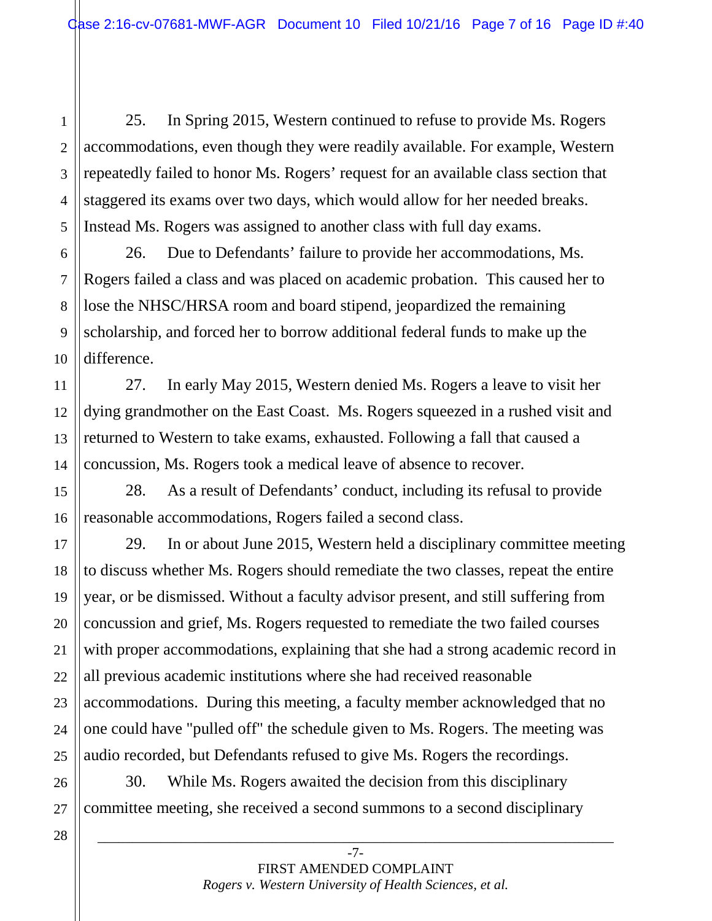25. In Spring 2015, Western continued to refuse to provide Ms. Rogers accommodations, even though they were readily available. For example, Western repeatedly failed to honor Ms. Rogers' request for an available class section that staggered its exams over two days, which would allow for her needed breaks. Instead Ms. Rogers was assigned to another class with full day exams.

26. Due to Defendants' failure to provide her accommodations, Ms. Rogers failed a class and was placed on academic probation. This caused her to lose the NHSC/HRSA room and board stipend, jeopardized the remaining scholarship, and forced her to borrow additional federal funds to make up the difference.

27. In early May 2015, Western denied Ms. Rogers a leave to visit her dying grandmother on the East Coast. Ms. Rogers squeezed in a rushed visit and returned to Western to take exams, exhausted. Following a fall that caused a concussion, Ms. Rogers took a medical leave of absence to recover.

28. As a result of Defendants' conduct, including its refusal to provide reasonable accommodations, Rogers failed a second class.

29. In or about June 2015, Western held a disciplinary committee meeting to discuss whether Ms. Rogers should remediate the two classes, repeat the entire year, or be dismissed. Without a faculty advisor present, and still suffering from concussion and grief, Ms. Rogers requested to remediate the two failed courses with proper accommodations, explaining that she had a strong academic record in all previous academic institutions where she had received reasonable accommodations. During this meeting, a faculty member acknowledged that no one could have "pulled off" the schedule given to Ms. Rogers. The meeting was audio recorded, but Defendants refused to give Ms. Rogers the recordings.

30. While Ms. Rogers awaited the decision from this disciplinary committee meeting, she received a second summons to a second disciplinary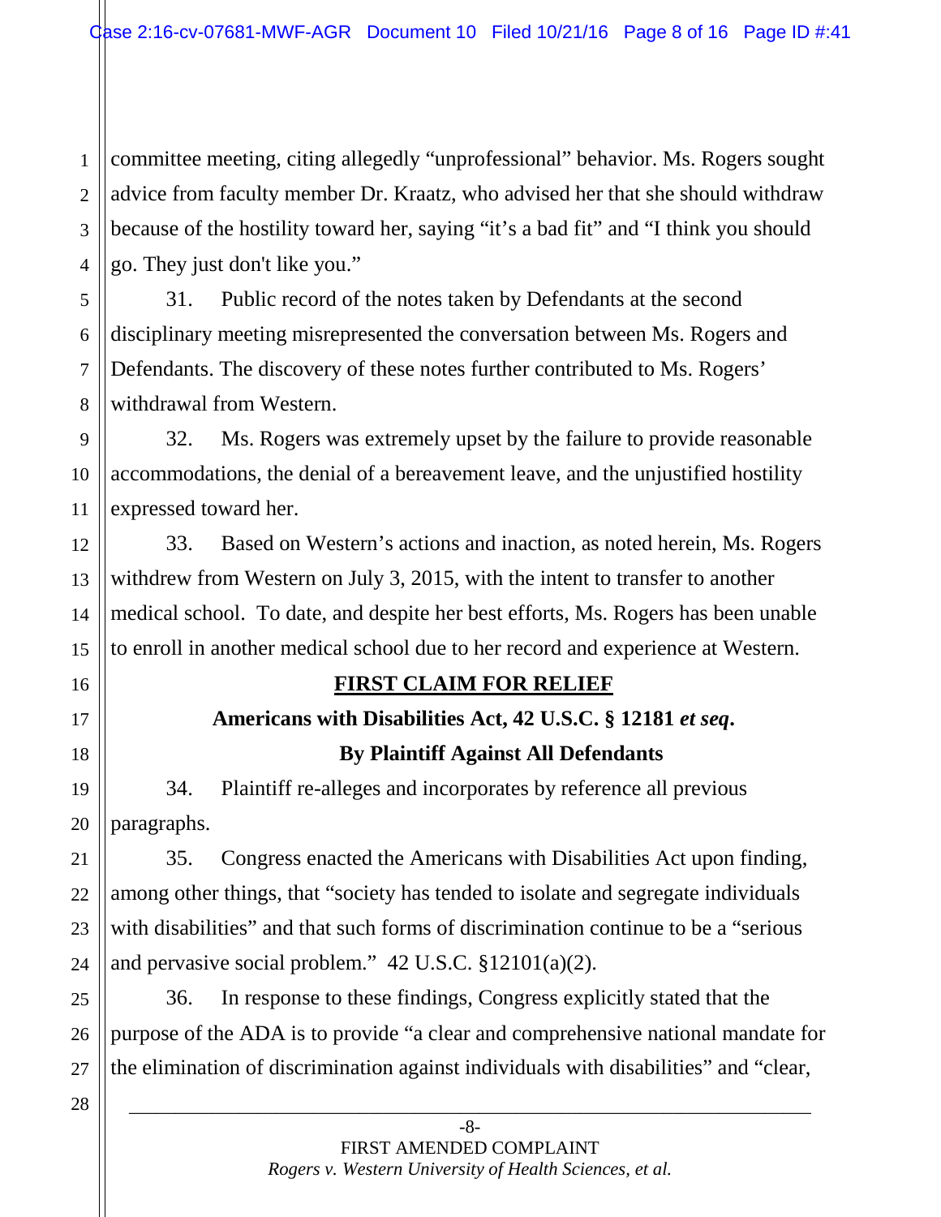committee meeting, citing allegedly "unprofessional" behavior. Ms. Rogers sought advice from faculty member Dr. Kraatz, who advised her that she should withdraw because of the hostility toward her, saying "it's a bad fit" and "I think you should go. They just don't like you."

31. Public record of the notes taken by Defendants at the second disciplinary meeting misrepresented the conversation between Ms. Rogers and Defendants. The discovery of these notes further contributed to Ms. Rogers' withdrawal from Western.

32. Ms. Rogers was extremely upset by the failure to provide reasonable accommodations, the denial of a bereavement leave, and the unjustified hostility expressed toward her.

33. Based on Western's actions and inaction, as noted herein, Ms. Rogers withdrew from Western on July 3, 2015, with the intent to transfer to another medical school. To date, and despite her best efforts, Ms. Rogers has been unable to enroll in another medical school due to her record and experience at Western.

## FIRST CLAIM FOR RELIEF

**Americans with Disabilities Act, 42 U.S.C. § 12181 *et seq*.**

**By Plaintiff Against All Defendants**

34. Plaintiff re-alleges and incorporates by reference all previous paragraphs.

35. Congress enacted the Americans with Disabilities Act upon finding, among other things, that "society has tended to isolate and segregate individuals with disabilities" and that such forms of discrimination continue to be a "serious and pervasive social problem." 42 U.S.C. §12101(a)(2).

36. In response to these findings, Congress explicitly stated that the purpose of the ADA is to provide "a clear and comprehensive national mandate for the elimination of discrimination against individuals with disabilities" and "clear,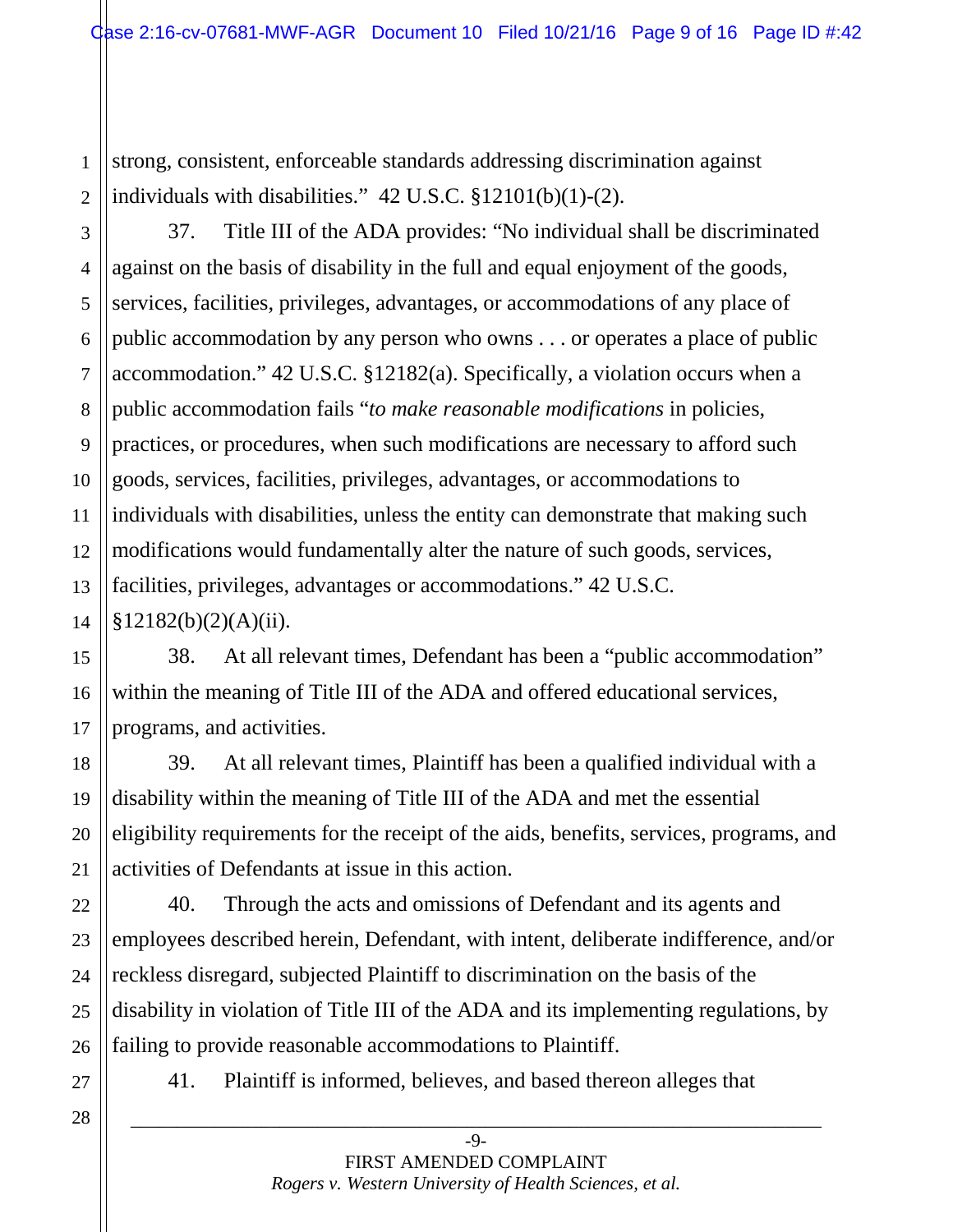strong, consistent, enforceable standards addressing discrimination against individuals with disabilities." 42 U.S.C. §12101(b)(1)-(2).

37. Title III of the ADA provides: "No individual shall be discriminated against on the basis of disability in the full and equal enjoyment of the goods, services, facilities, privileges, advantages, or accommodations of any place of public accommodation by any person who owns . . . or operates a place of public accommodation." 42 U.S.C. §12182(a). Specifically, a violation occurs when a public accommodation fails "*to make reasonable modifications* in policies, practices, or procedures, when such modifications are necessary to afford such goods, services, facilities, privileges, advantages, or accommodations to individuals with disabilities, unless the entity can demonstrate that making such modifications would fundamentally alter the nature of such goods, services, facilities, privileges, advantages or accommodations." 42 U.S.C. §12182(b)(2)(A)(ii).

38. At all relevant times, Defendant has been a "public accommodation" within the meaning of Title III of the ADA and offered educational services, programs, and activities.

39. At all relevant times, Plaintiff has been a qualified individual with a disability within the meaning of Title III of the ADA and met the essential eligibility requirements for the receipt of the aids, benefits, services, programs, and activities of Defendants at issue in this action.

40. Through the acts and omissions of Defendant and its agents and employees described herein, Defendant, with intent, deliberate indifference, and/or reckless disregard, subjected Plaintiff to discrimination on the basis of the disability in violation of Title III of the ADA and its implementing regulations, by failing to provide reasonable accommodations to Plaintiff.

41. Plaintiff is informed, believes, and based thereon alleges that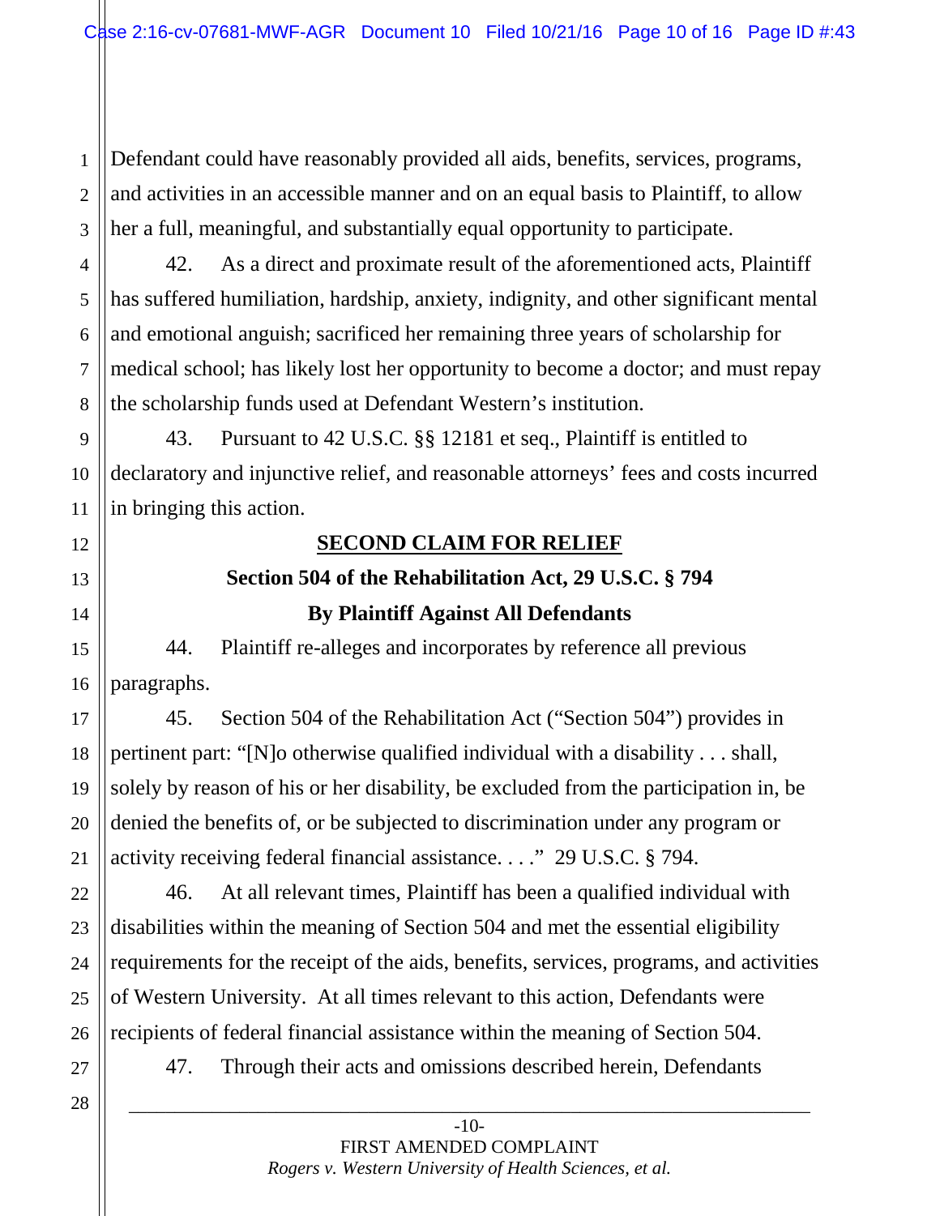Defendant could have reasonably provided all aids, benefits, services, programs, and activities in an accessible manner and on an equal basis to Plaintiff, to allow her a full, meaningful, and substantially equal opportunity to participate.

42. As a direct and proximate result of the aforementioned acts, Plaintiff has suffered humiliation, hardship, anxiety, indignity, and other significant mental and emotional anguish; sacrificed her remaining three years of scholarship for medical school; has likely lost her opportunity to become a doctor; and must repay the scholarship funds used at Defendant Western's institution.

43. Pursuant to 42 U.S.C. §§ 12181 et seq., Plaintiff is entitled to declaratory and injunctive relief, and reasonable attorneys' fees and costs incurred in bringing this action.

## SECOND CLAIM FOR RELIEF

### Section 504 of the Rehabilitation Act, 29 U.S.C. § 794

### By Plaintiff Against All Defendants

44. Plaintiff re-alleges and incorporates by reference all previous paragraphs.

45. Section 504 of the Rehabilitation Act ("Section 504") provides in pertinent part: "[N]o otherwise qualified individual with a disability . . . shall, solely by reason of his or her disability, be excluded from the participation in, be denied the benefits of, or be subjected to discrimination under any program or activity receiving federal financial assistance. . . ." 29 U.S.C. § 794.

46. At all relevant times, Plaintiff has been a qualified individual with disabilities within the meaning of Section 504 and met the essential eligibility requirements for the receipt of the aids, benefits, services, programs, and activities of Western University. At all times relevant to this action, Defendants were recipients of federal financial assistance within the meaning of Section 504.

47. Through their acts and omissions described herein, Defendants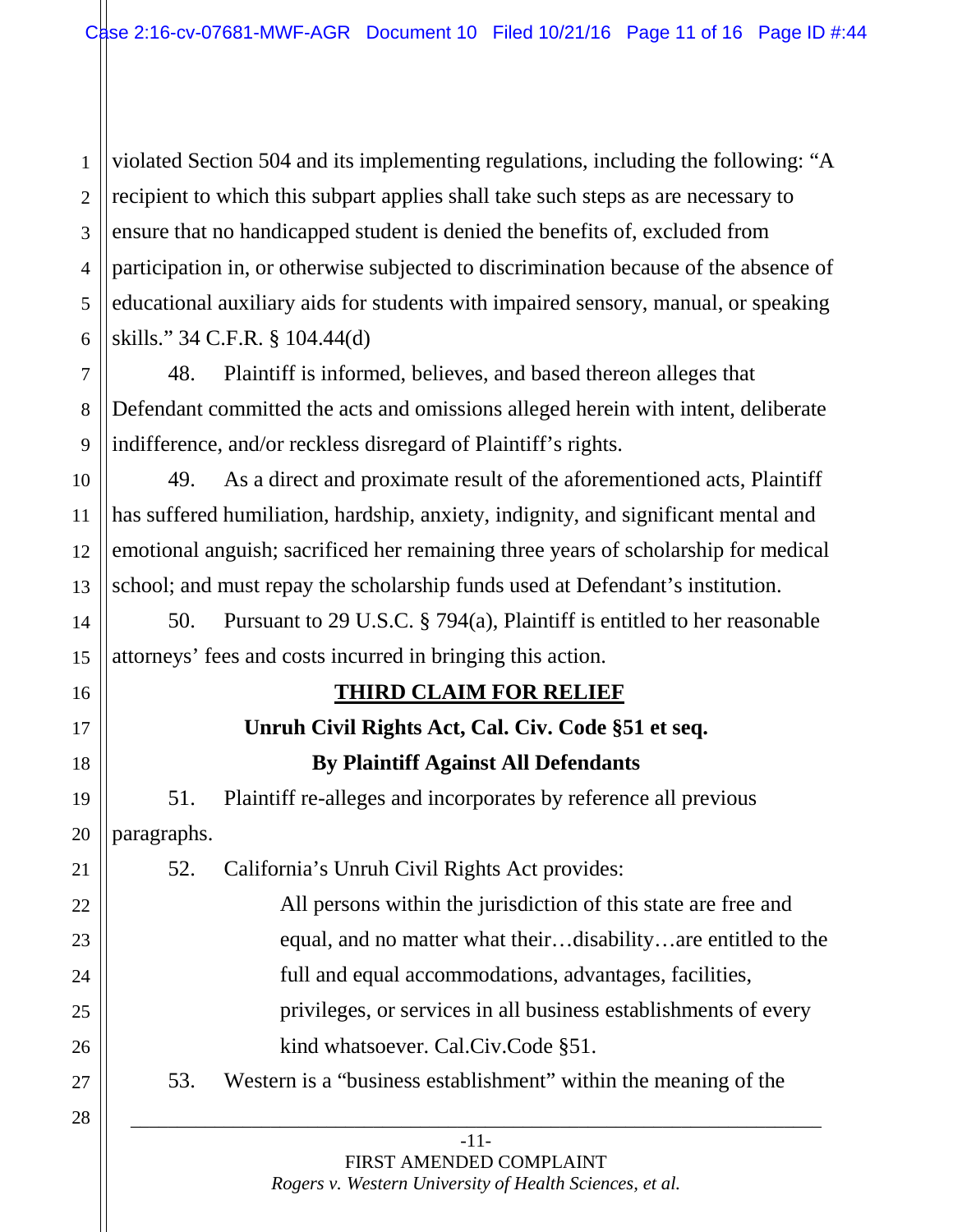violated Section 504 and its implementing regulations, including the following: "A recipient to which this subpart applies shall take such steps as are necessary to ensure that no handicapped student is denied the benefits of, excluded from participation in, or otherwise subjected to discrimination because of the absence of educational auxiliary aids for students with impaired sensory, manual, or speaking skills." 34 C.F.R. § 104.44(d)

48. Plaintiff is informed, believes, and based thereon alleges that Defendant committed the acts and omissions alleged herein with intent, deliberate indifference, and/or reckless disregard of Plaintiff's rights.

49. As a direct and proximate result of the aforementioned acts, Plaintiff has suffered humiliation, hardship, anxiety, indignity, and significant mental and emotional anguish; sacrificed her remaining three years of scholarship for medical school; and must repay the scholarship funds used at Defendant's institution.

50. Pursuant to 29 U.S.C. § 794(a), Plaintiff is entitled to her reasonable attorneys' fees and costs incurred in bringing this action.

## THIRD CLAIM FOR RELIEF

**Unruh Civil Rights Act, Cal. Civ. Code §51 et seq.**

**By Plaintiff Against All Defendants**

51. Plaintiff re-alleges and incorporates by reference all previous paragraphs.

52. California's Unruh Civil Rights Act provides:

> All persons within the jurisdiction of this state are free and equal, and no matter what their…disability…are entitled to the full and equal accommodations, advantages, facilities, privileges, or services in all business establishments of every kind whatsoever. Cal.Civ.Code §51.

53. Western is a "business establishment" within the meaning of the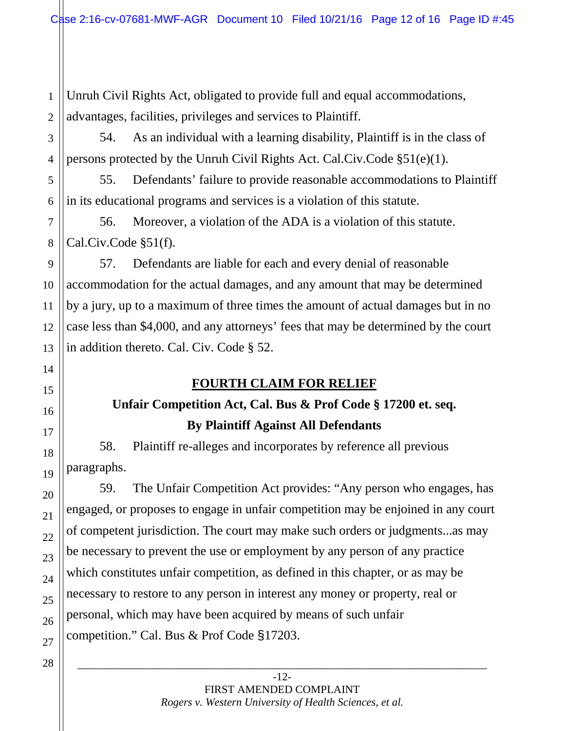Unruh Civil Rights Act, obligated to provide full and equal accommodations, advantages, facilities, privileges and services to Plaintiff.

54. As an individual with a learning disability, Plaintiff is in the class of persons protected by the Unruh Civil Rights Act. Cal.Civ.Code §51(e)(1).

55. Defendants' failure to provide reasonable accommodations to Plaintiff in its educational programs and services is a violation of this statute.

56. Moreover, a violation of the ADA is a violation of this statute. Cal.Civ.Code §51(f).

57. Defendants are liable for each and every denial of reasonable accommodation for the actual damages, and any amount that may be determined by a jury, up to a maximum of three times the amount of actual damages but in no case less than $4,000, and any attorneys' fees that may be determined by the court in addition thereto. Cal. Civ. Code § 52.

## FOURTH CLAIM FOR RELIEF

### Unfair Competition Act, Cal. Bus & Prof Code § 17200 et. seq.

### By Plaintiff Against All Defendants

58. Plaintiff re-alleges and incorporates by reference all previous paragraphs.

59. The Unfair Competition Act provides: "Any person who engages, has engaged, or proposes to engage in unfair competition may be enjoined in any court of competent jurisdiction. The court may make such orders or judgments...as may be necessary to prevent the use or employment by any person of any practice which constitutes unfair competition, as defined in this chapter, or as may be necessary to restore to any person in interest any money or property, real or personal, which may have been acquired by means of such unfair competition." Cal. Bus & Prof Code §17203.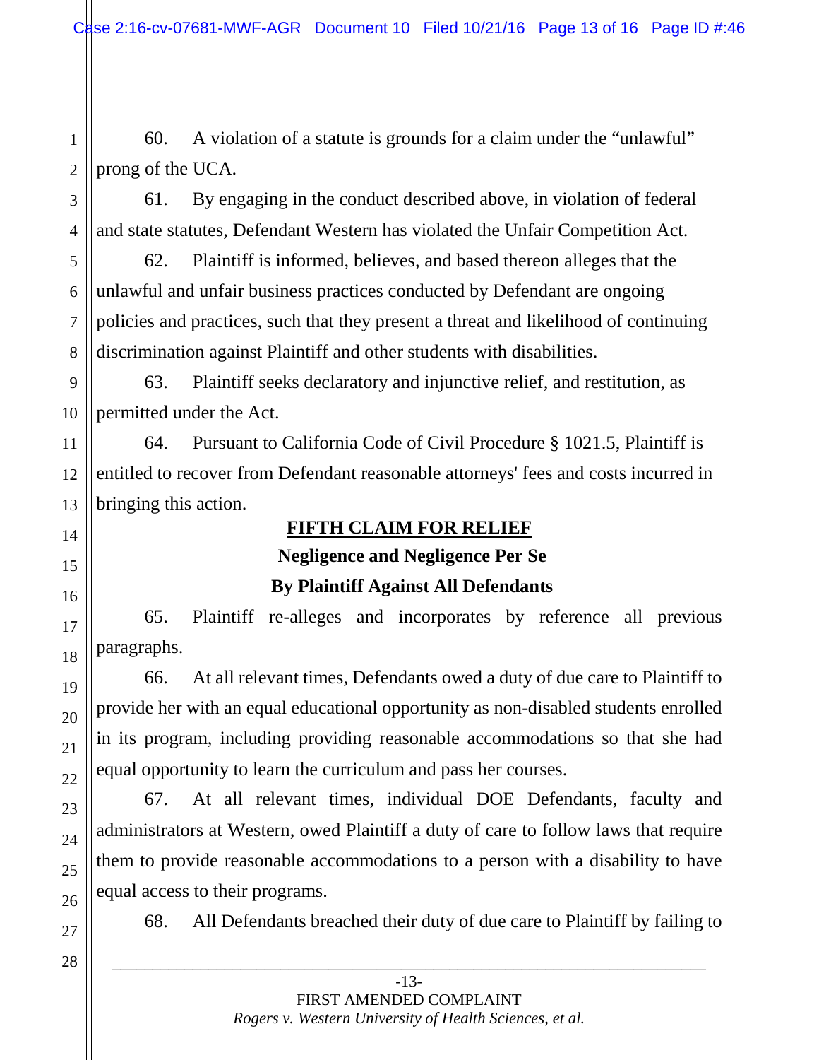60. A violation of a statute is grounds for a claim under the "unlawful" prong of the UCA.

61. By engaging in the conduct described above, in violation of federal and state statutes, Defendant Western has violated the Unfair Competition Act.

62. Plaintiff is informed, believes, and based thereon alleges that the unlawful and unfair business practices conducted by Defendant are ongoing policies and practices, such that they present a threat and likelihood of continuing discrimination against Plaintiff and other students with disabilities.

63. Plaintiff seeks declaratory and injunctive relief, and restitution, as permitted under the Act.

64. Pursuant to California Code of Civil Procedure § 1021.5, Plaintiff is entitled to recover from Defendant reasonable attorneys' fees and costs incurred in bringing this action.

## FIFTH CLAIM FOR RELIEF

### Negligence and Negligence Per Se

### By Plaintiff Against All Defendants

65. Plaintiff re-alleges and incorporates by reference all previous paragraphs.

66. At all relevant times, Defendants owed a duty of due care to Plaintiff to provide her with an equal educational opportunity as non-disabled students enrolled in its program, including providing reasonable accommodations so that she had equal opportunity to learn the curriculum and pass her courses.

67. At all relevant times, individual DOE Defendants, faculty and administrators at Western, owed Plaintiff a duty of care to follow laws that require them to provide reasonable accommodations to a person with a disability to have equal access to their programs.

68. All Defendants breached their duty of due care to Plaintiff by failing to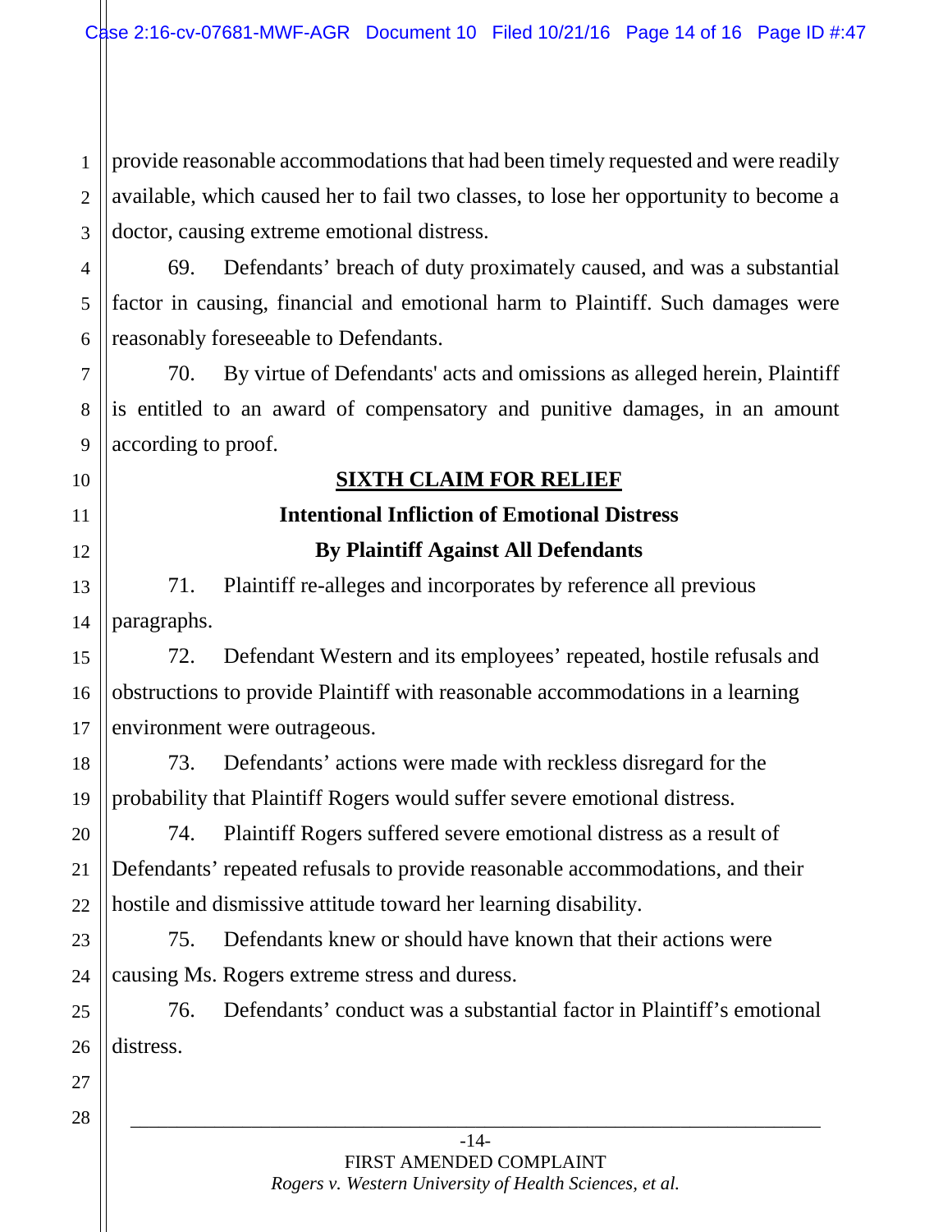provide reasonable accommodations that had been timely requested and were readily available, which caused her to fail two classes, to lose her opportunity to become a doctor, causing extreme emotional distress.

69. Defendants' breach of duty proximately caused, and was a substantial factor in causing, financial and emotional harm to Plaintiff. Such damages were reasonably foreseeable to Defendants.

70. By virtue of Defendants' acts and omissions as alleged herein, Plaintiff is entitled to an award of compensatory and punitive damages, in an amount according to proof.

## SIXTH CLAIM FOR RELIEF

### Intentional Infliction of Emotional Distress

### By Plaintiff Against All Defendants

71. Plaintiff re-alleges and incorporates by reference all previous paragraphs.

72. Defendant Western and its employees' repeated, hostile refusals and obstructions to provide Plaintiff with reasonable accommodations in a learning environment were outrageous.

73. Defendants' actions were made with reckless disregard for the probability that Plaintiff Rogers would suffer severe emotional distress.

74. Plaintiff Rogers suffered severe emotional distress as a result of Defendants' repeated refusals to provide reasonable accommodations, and their hostile and dismissive attitude toward her learning disability.

75. Defendants knew or should have known that their actions were causing Ms. Rogers extreme stress and duress.

76. Defendants' conduct was a substantial factor in Plaintiff's emotional distress.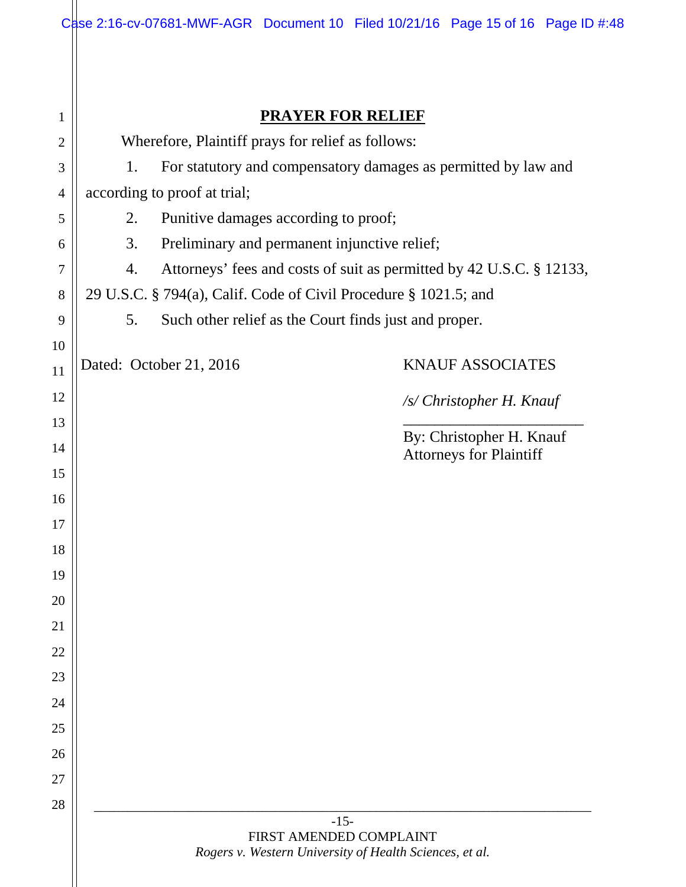## PRAYER FOR RELIEF

Wherefore, Plaintiff prays for relief as follows:

1. For statutory and compensatory damages as permitted by law and according to proof at trial;
2. Punitive damages according to proof;
3. Preliminary and permanent injunctive relief;
4. Attorneys' fees and costs of suit as permitted by 42 U.S.C. § 12133, 29 U.S.C. § 794(a), Calif. Code of Civil Procedure § 1021.5; and
5. Such other relief as the Court finds just and proper.

Dated: October 21, 2016

KNAUF ASSOCIATES

*/s/ Christopher H. Knauf*

By: Christopher H. Knauf
Attorneys for Plaintiff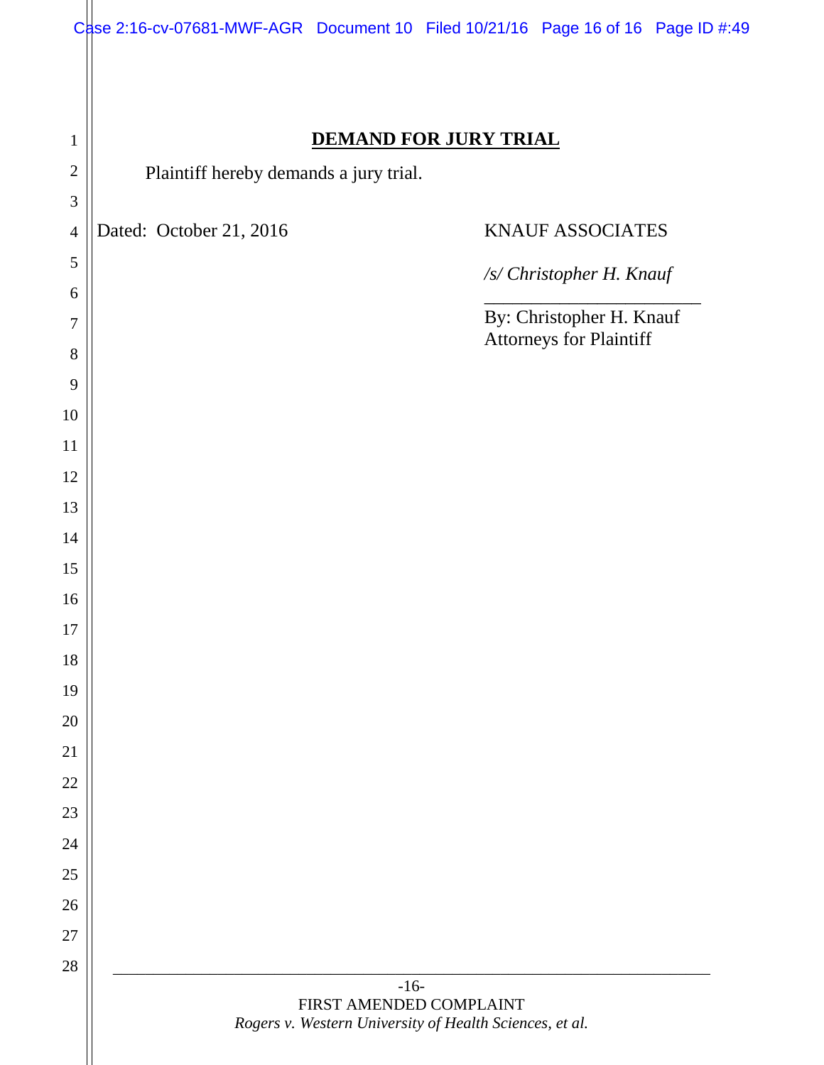## **DEMAND FOR JURY TRIAL**

Plaintiff hereby demands a jury trial.

Dated: October 21, 2016

KNAUF ASSOCIATES

*/s/ Christopher H. Knauf*

\_\_\_\_\_\_\_\_\_\_\_\_\_\_\_\_\_\_\_\_\_\_\_\_

By: Christopher H. Knauf
Attorneys for Plaintiff